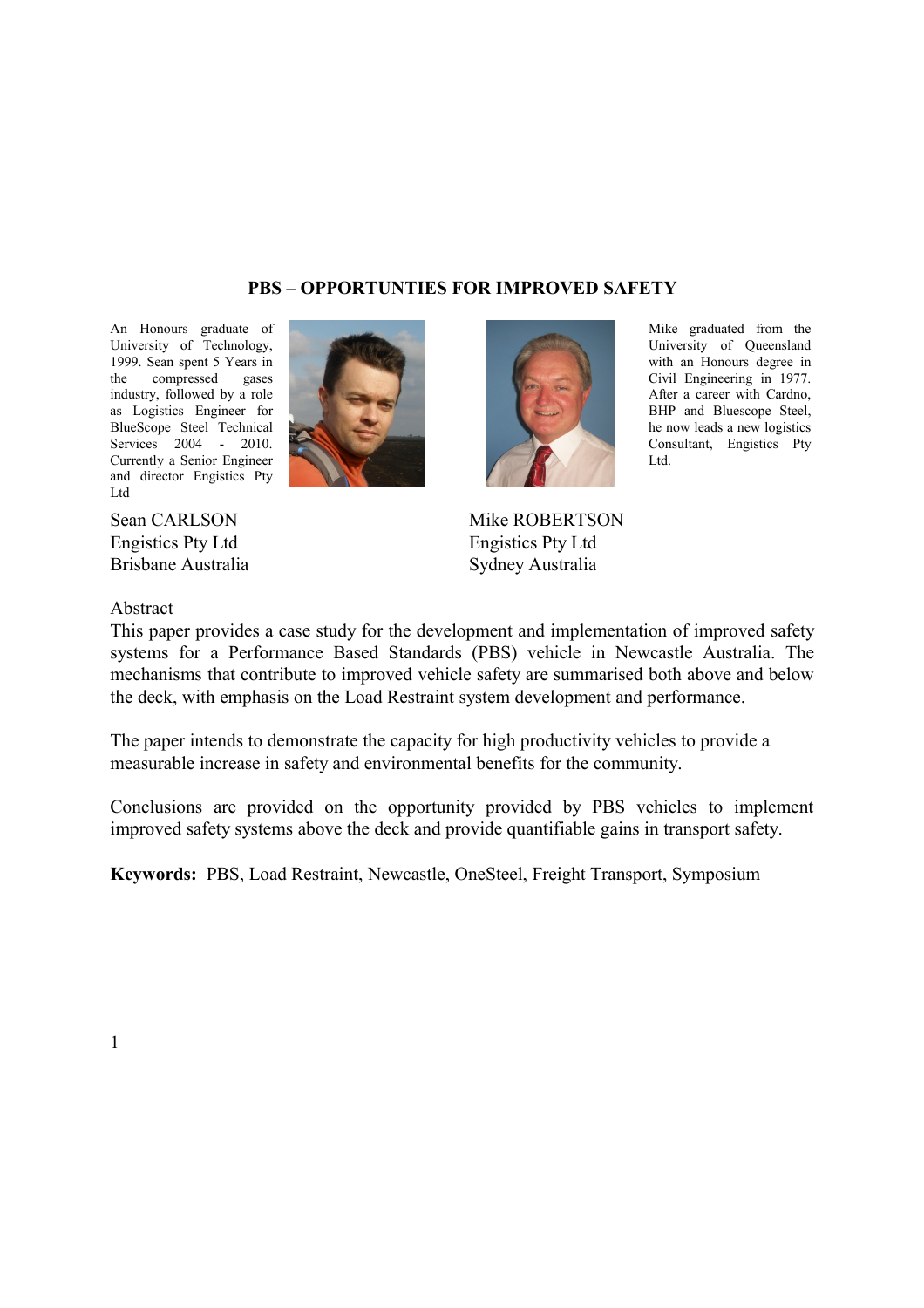# PBS – OPPORTUNTIES FOR IMPROVED SAFETY

An Honours graduate of University of Technology, 1999. Sean spent 5 Years in the compressed gases industry, followed by a role as Logistics Engineer for BlueScope Steel Technical Services 2004 - 2010. Currently a Senior Engineer and director Engistics Pty Ltd

Sean CARLSON
Engistics Pty Ltd
Brisbane Australia

Mike graduated from the University of Queensland with an Honours degree in Civil Engineering in 1977. After a career with Cardno, BHP and Bluescope Steel, he now leads a new logistics Consultant, Engistics Pty Ltd.

Mike ROBERTSON
Engistics Pty Ltd
Sydney Australia

## Abstract

This paper provides a case study for the development and implementation of improved safety systems for a Performance Based Standards (PBS) vehicle in Newcastle Australia. The mechanisms that contribute to improved vehicle safety are summarised both above and below the deck, with emphasis on the Load Restraint system development and performance.

The paper intends to demonstrate the capacity for high productivity vehicles to provide a measurable increase in safety and environmental benefits for the community.

Conclusions are provided on the opportunity provided by PBS vehicles to implement improved safety systems above the deck and provide quantifiable gains in transport safety.

**Keywords:** PBS, Load Restraint, Newcastle, OneSteel, Freight Transport, Symposium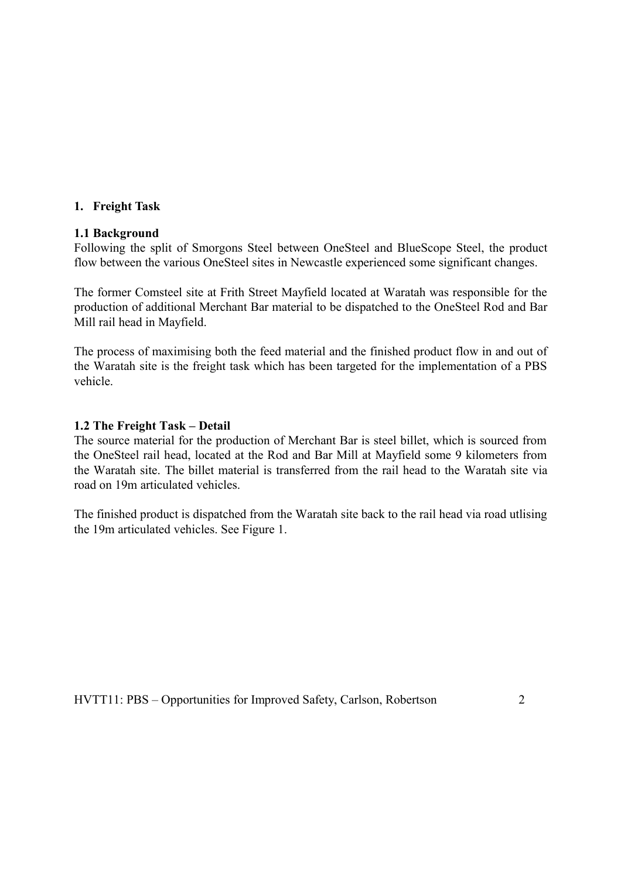## 1. Freight Task

### 1.1 Background

Following the split of Smorgons Steel between OneSteel and BlueScope Steel, the product flow between the various OneSteel sites in Newcastle experienced some significant changes.

The former Comsteel site at Frith Street Mayfield located at Waratah was responsible for the production of additional Merchant Bar material to be dispatched to the OneSteel Rod and Bar Mill rail head in Mayfield.

The process of maximising both the feed material and the finished product flow in and out of the Waratah site is the freight task which has been targeted for the implementation of a PBS vehicle.

### 1.2 The Freight Task – Detail

The source material for the production of Merchant Bar is steel billet, which is sourced from the OneSteel rail head, located at the Rod and Bar Mill at Mayfield some 9 kilometers from the Waratah site. The billet material is transferred from the rail head to the Waratah site via road on 19m articulated vehicles.

The finished product is dispatched from the Waratah site back to the rail head via road utlising the 19m articulated vehicles. See Figure 1.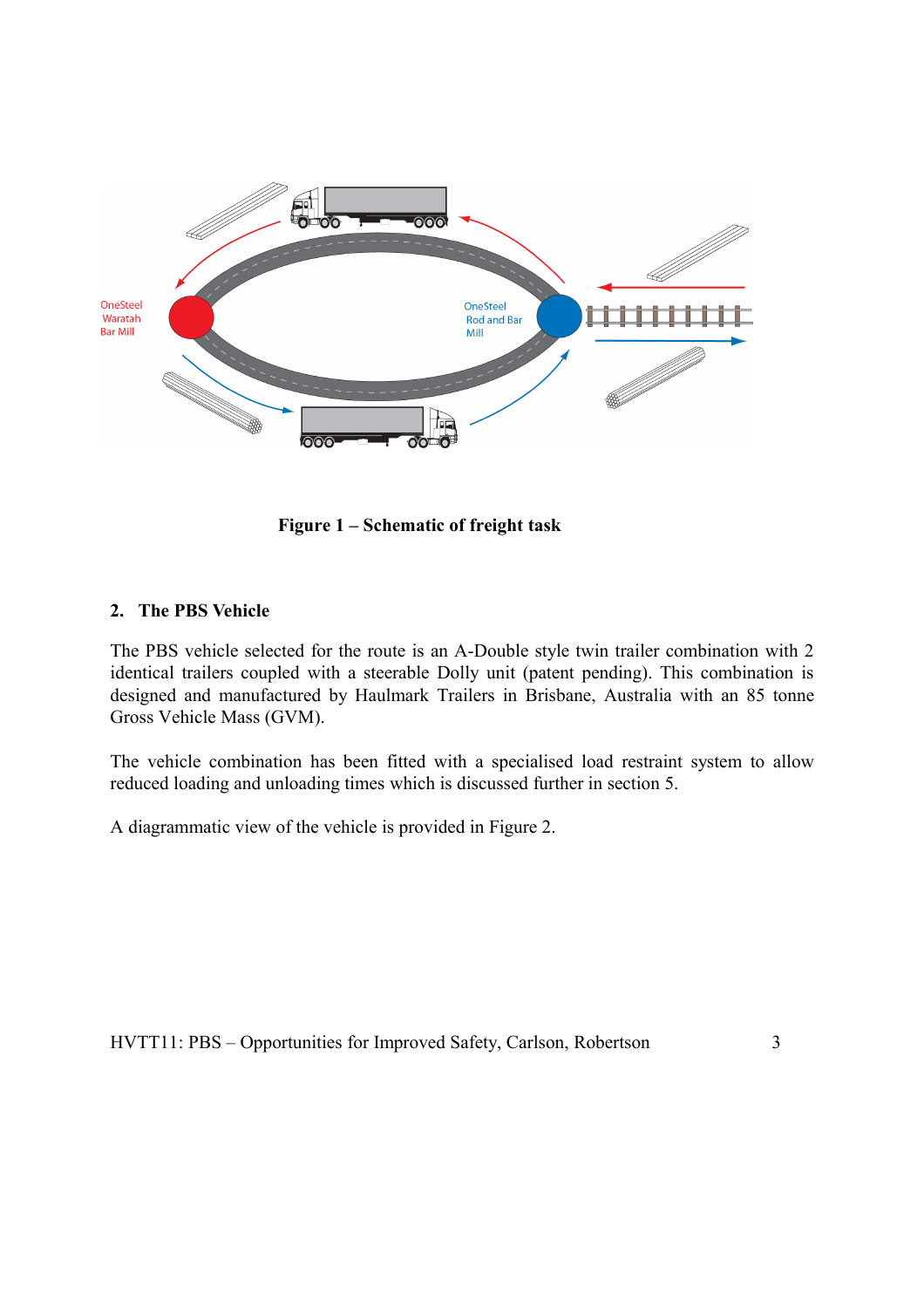Figure 1 – Schematic of freight task

## 2. The PBS Vehicle

The PBS vehicle selected for the route is an A-Double style twin trailer combination with 2 identical trailers coupled with a steerable Dolly unit (patent pending). This combination is designed and manufactured by Haulmark Trailers in Brisbane, Australia with an 85 tonne Gross Vehicle Mass (GVM).

The vehicle combination has been fitted with a specialised load restraint system to allow reduced loading and unloading times which is discussed further in section 5.

A diagrammatic view of the vehicle is provided in Figure 2.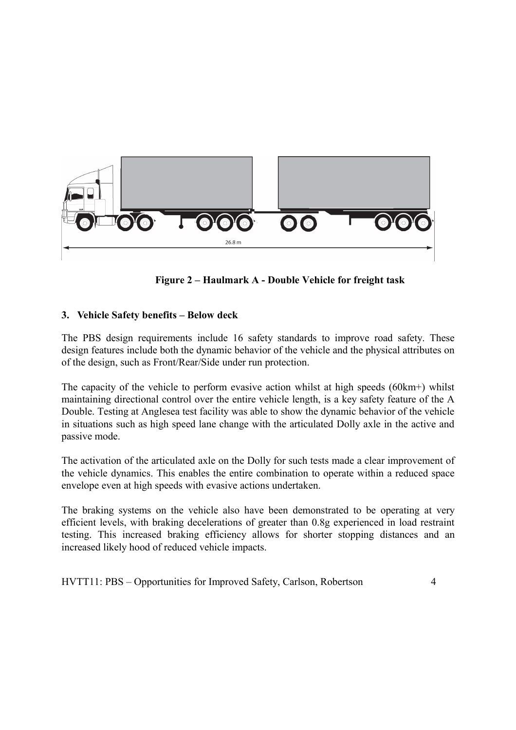26.8 m

**Figure 2 – Haulmark A - Double Vehicle for freight task**

## 3. Vehicle Safety benefits – Below deck

The PBS design requirements include 16 safety standards to improve road safety. These design features include both the dynamic behavior of the vehicle and the physical attributes on of the design, such as Front/Rear/Side under run protection.

The capacity of the vehicle to perform evasive action whilst at high speeds (60km+) whilst maintaining directional control over the entire vehicle length, is a key safety feature of the A Double. Testing at Anglesea test facility was able to show the dynamic behavior of the vehicle in situations such as high speed lane change with the articulated Dolly axle in the active and passive mode.

The activation of the articulated axle on the Dolly for such tests made a clear improvement of the vehicle dynamics. This enables the entire combination to operate within a reduced space envelope even at high speeds with evasive actions undertaken.

The braking systems on the vehicle also have been demonstrated to be operating at very efficient levels, with braking decelerations of greater than 0.8g experienced in load restraint testing. This increased braking efficiency allows for shorter stopping distances and an increased likely hood of reduced vehicle impacts.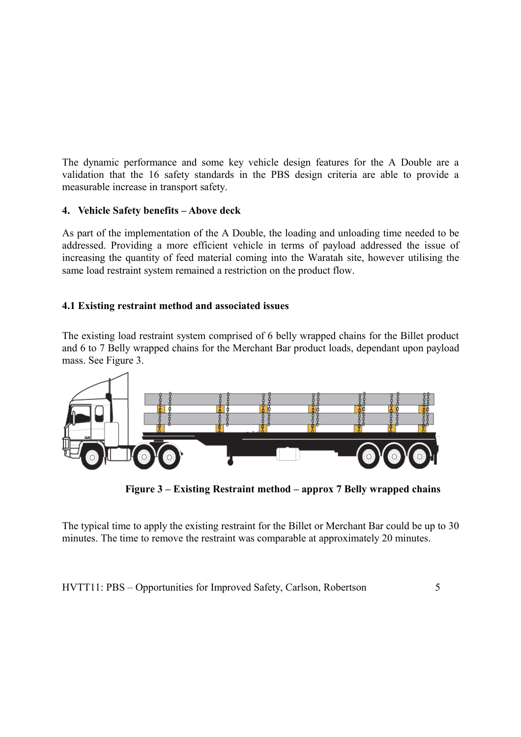The dynamic performance and some key vehicle design features for the A Double are a validation that the 16 safety standards in the PBS design criteria are able to provide a measurable increase in transport safety.

## 4. Vehicle Safety benefits – Above deck

As part of the implementation of the A Double, the loading and unloading time needed to be addressed. Providing a more efficient vehicle in terms of payload addressed the issue of increasing the quantity of feed material coming into the Waratah site, however utilising the same load restraint system remained a restriction on the product flow.

### 4.1 Existing restraint method and associated issues

The existing load restraint system comprised of 6 belly wrapped chains for the Billet product and 6 to 7 Belly wrapped chains for the Merchant Bar product loads, dependant upon payload mass. See Figure 3.

**Figure 3 – Existing Restraint method – approx 7 Belly wrapped chains**

The typical time to apply the existing restraint for the Billet or Merchant Bar could be up to 30 minutes. The time to remove the restraint was comparable at approximately 20 minutes.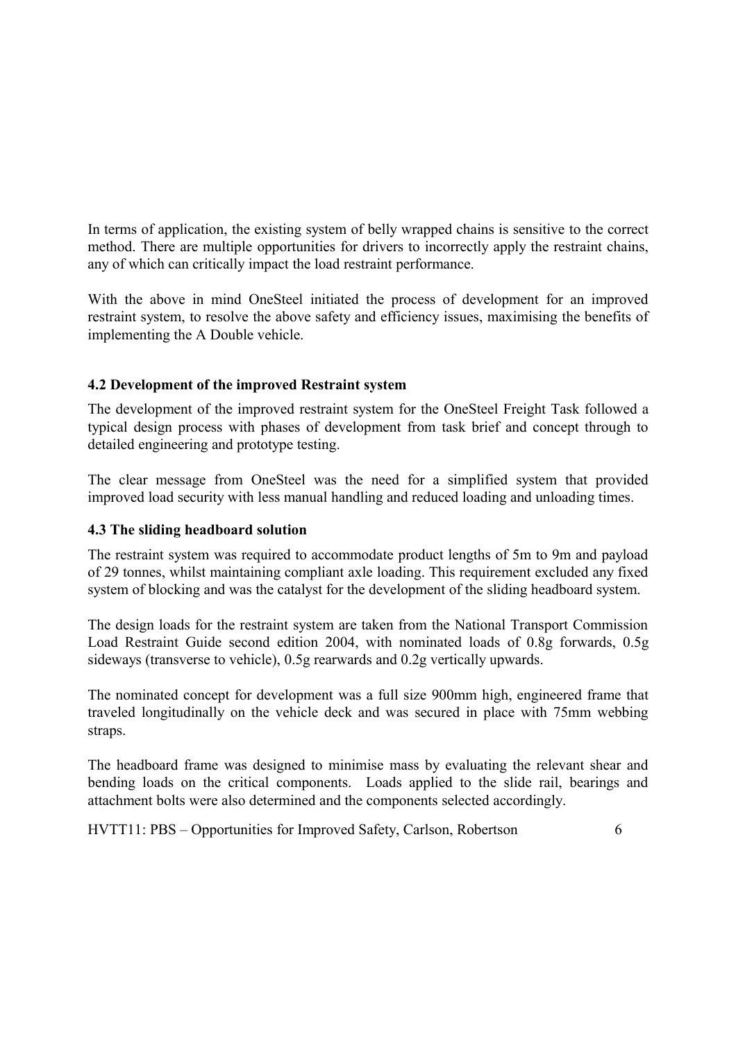In terms of application, the existing system of belly wrapped chains is sensitive to the correct method. There are multiple opportunities for drivers to incorrectly apply the restraint chains, any of which can critically impact the load restraint performance.

With the above in mind OneSteel initiated the process of development for an improved restraint system, to resolve the above safety and efficiency issues, maximising the benefits of implementing the A Double vehicle.

### 4.2 Development of the improved Restraint system

The development of the improved restraint system for the OneSteel Freight Task followed a typical design process with phases of development from task brief and concept through to detailed engineering and prototype testing.

The clear message from OneSteel was the need for a simplified system that provided improved load security with less manual handling and reduced loading and unloading times.

### 4.3 The sliding headboard solution

The restraint system was required to accommodate product lengths of 5m to 9m and payload of 29 tonnes, whilst maintaining compliant axle loading. This requirement excluded any fixed system of blocking and was the catalyst for the development of the sliding headboard system.

The design loads for the restraint system are taken from the National Transport Commission Load Restraint Guide second edition 2004, with nominated loads of 0.8g forwards, 0.5g sideways (transverse to vehicle), 0.5g rearwards and 0.2g vertically upwards.

The nominated concept for development was a full size 900mm high, engineered frame that traveled longitudinally on the vehicle deck and was secured in place with 75mm webbing straps.

The headboard frame was designed to minimise mass by evaluating the relevant shear and bending loads on the critical components. Loads applied to the slide rail, bearings and attachment bolts were also determined and the components selected accordingly.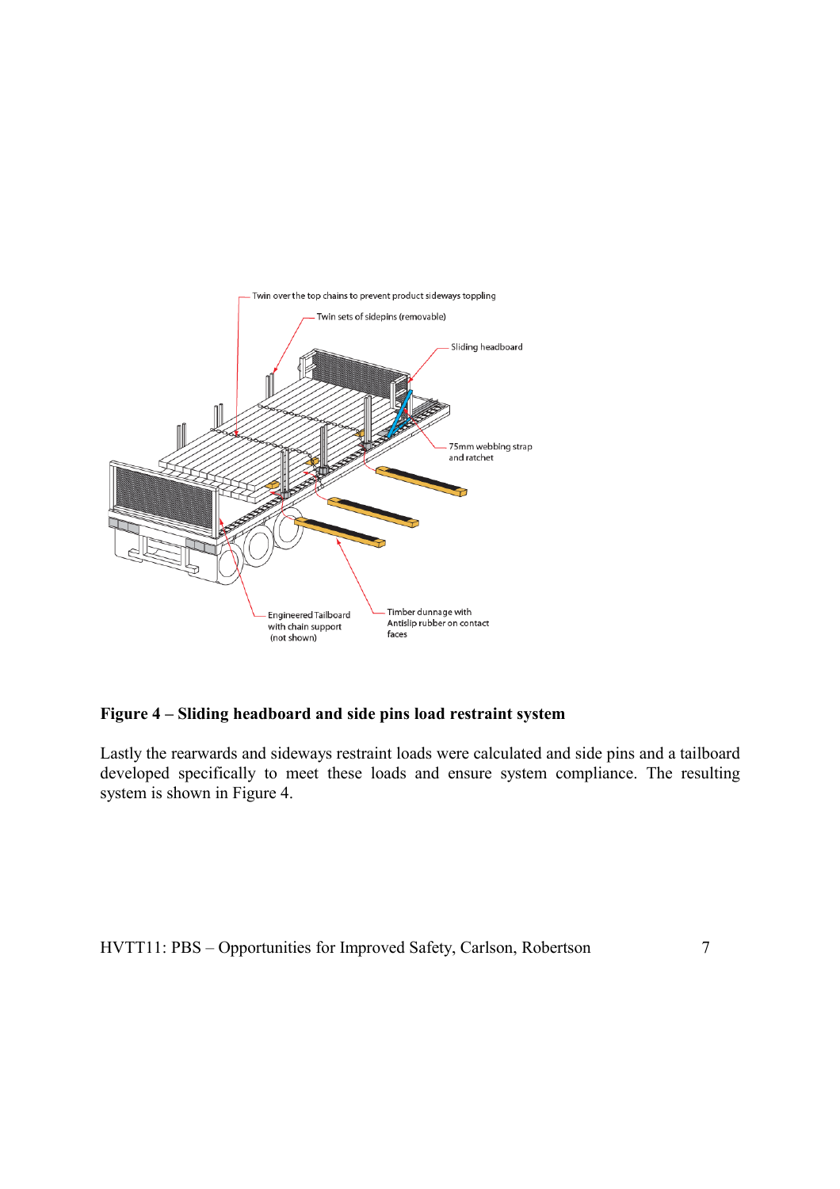**Figure 4 – Sliding headboard and side pins load restraint system**

Lastly the rearwards and sideways restraint loads were calculated and side pins and a tailboard developed specifically to meet these loads and ensure system compliance. The resulting system is shown in Figure 4.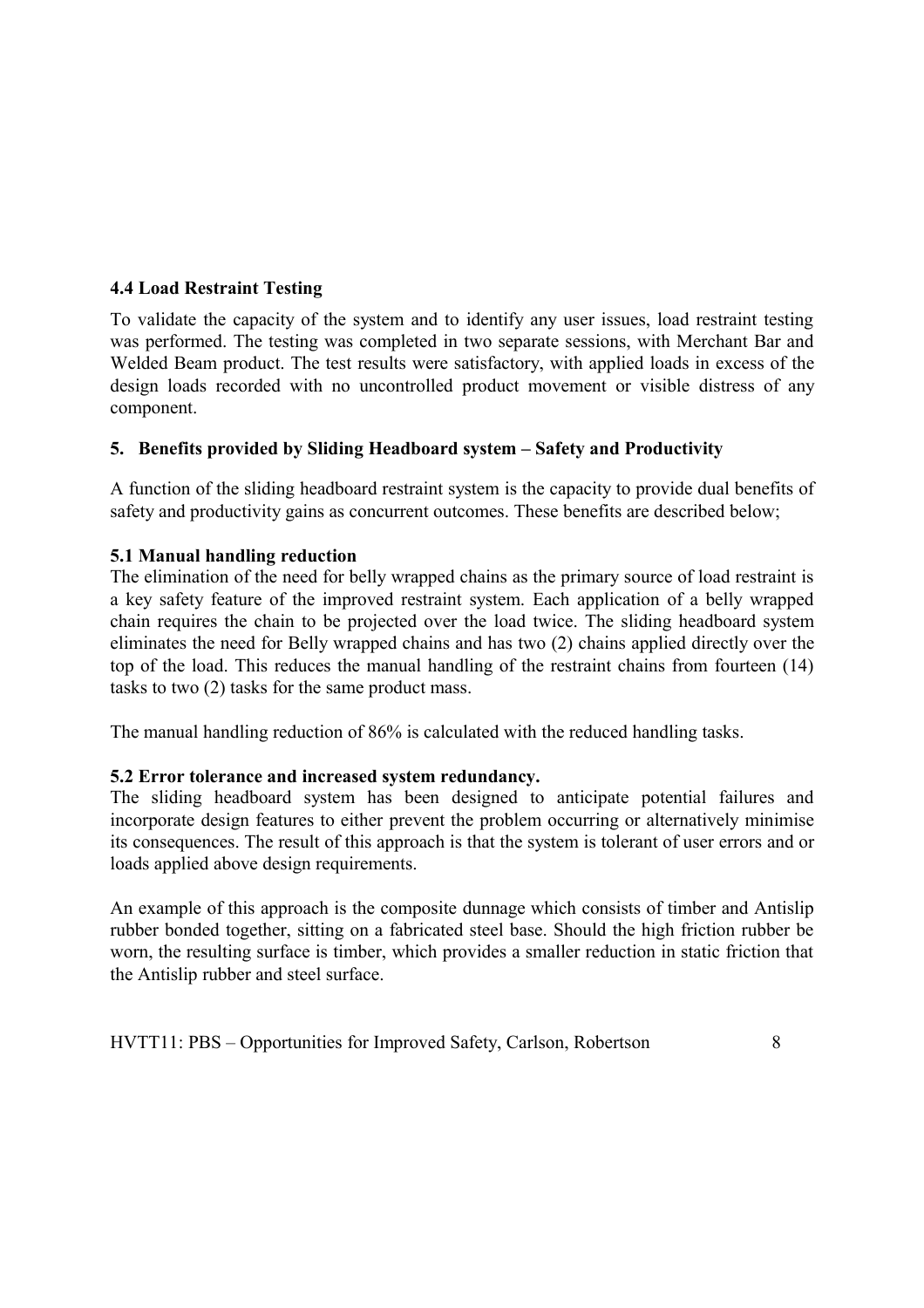### 4.4 Load Restraint Testing

To validate the capacity of the system and to identify any user issues, load restraint testing was performed. The testing was completed in two separate sessions, with Merchant Bar and Welded Beam product. The test results were satisfactory, with applied loads in excess of the design loads recorded with no uncontrolled product movement or visible distress of any component.

## 5. Benefits provided by Sliding Headboard system – Safety and Productivity

A function of the sliding headboard restraint system is the capacity to provide dual benefits of safety and productivity gains as concurrent outcomes. These benefits are described below;

### 5.1 Manual handling reduction

The elimination of the need for belly wrapped chains as the primary source of load restraint is a key safety feature of the improved restraint system. Each application of a belly wrapped chain requires the chain to be projected over the load twice. The sliding headboard system eliminates the need for Belly wrapped chains and has two (2) chains applied directly over the top of the load. This reduces the manual handling of the restraint chains from fourteen (14) tasks to two (2) tasks for the same product mass.

The manual handling reduction of 86% is calculated with the reduced handling tasks.

### 5.2 Error tolerance and increased system redundancy.

The sliding headboard system has been designed to anticipate potential failures and incorporate design features to either prevent the problem occurring or alternatively minimise its consequences. The result of this approach is that the system is tolerant of user errors and or loads applied above design requirements.

An example of this approach is the composite dunnage which consists of timber and Antislip rubber bonded together, sitting on a fabricated steel base. Should the high friction rubber be worn, the resulting surface is timber, which provides a smaller reduction in static friction that the Antislip rubber and steel surface.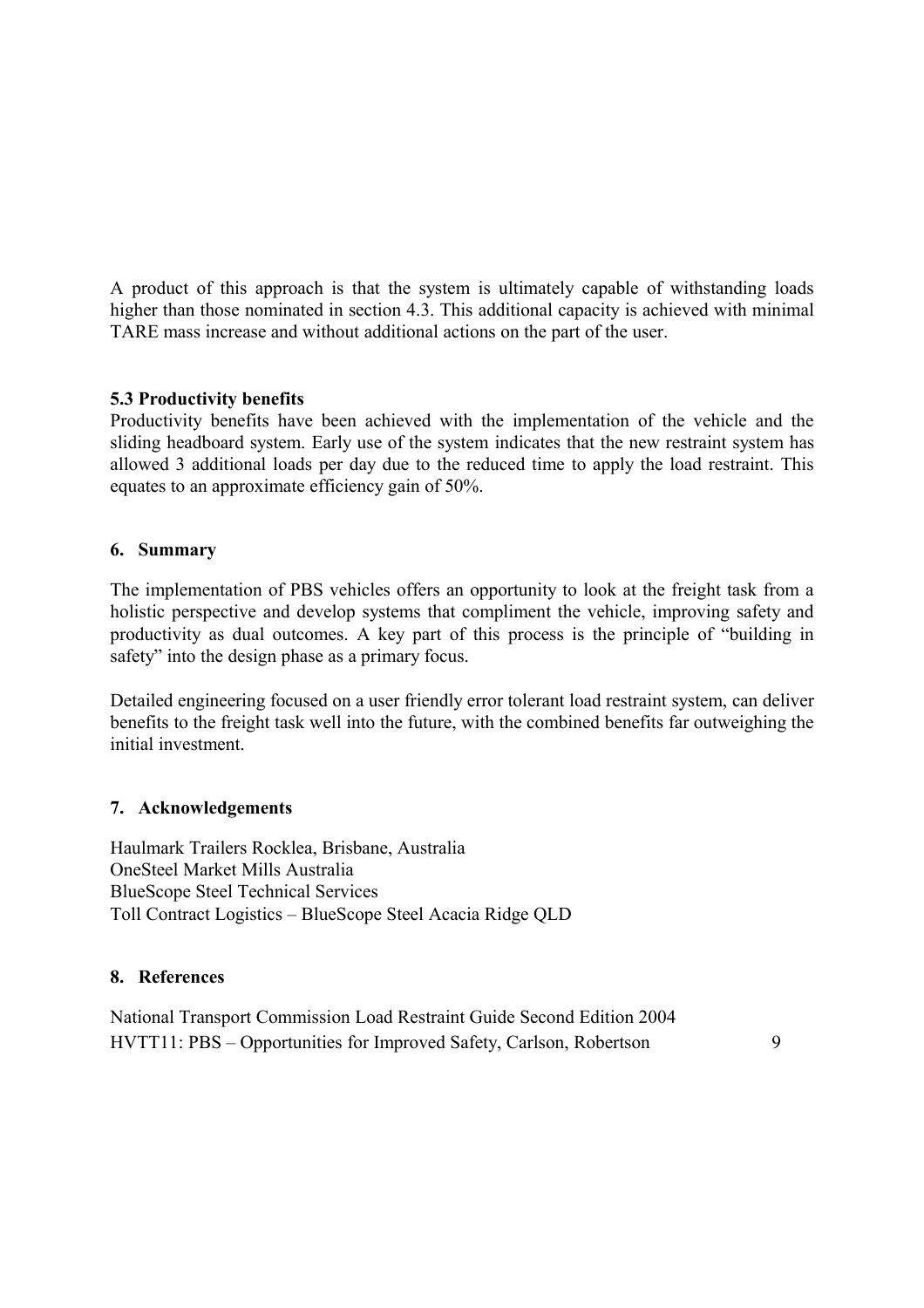A product of this approach is that the system is ultimately capable of withstanding loads higher than those nominated in section 4.3. This additional capacity is achieved with minimal TARE mass increase and without additional actions on the part of the user.

### 5.3 Productivity benefits

Productivity benefits have been achieved with the implementation of the vehicle and the sliding headboard system. Early use of the system indicates that the new restraint system has allowed 3 additional loads per day due to the reduced time to apply the load restraint. This equates to an approximate efficiency gain of 50%.

## 6. Summary

The implementation of PBS vehicles offers an opportunity to look at the freight task from a holistic perspective and develop systems that compliment the vehicle, improving safety and productivity as dual outcomes. A key part of this process is the principle of "building in safety" into the design phase as a primary focus.

Detailed engineering focused on a user friendly error tolerant load restraint system, can deliver benefits to the freight task well into the future, with the combined benefits far outweighing the initial investment.

## 7. Acknowledgements

Haulmark Trailers Rocklea, Brisbane, Australia
OneSteel Market Mills Australia
BlueScope Steel Technical Services
Toll Contract Logistics – BlueScope Steel Acacia Ridge QLD

## 8. References

National Transport Commission Load Restraint Guide Second Edition 2004